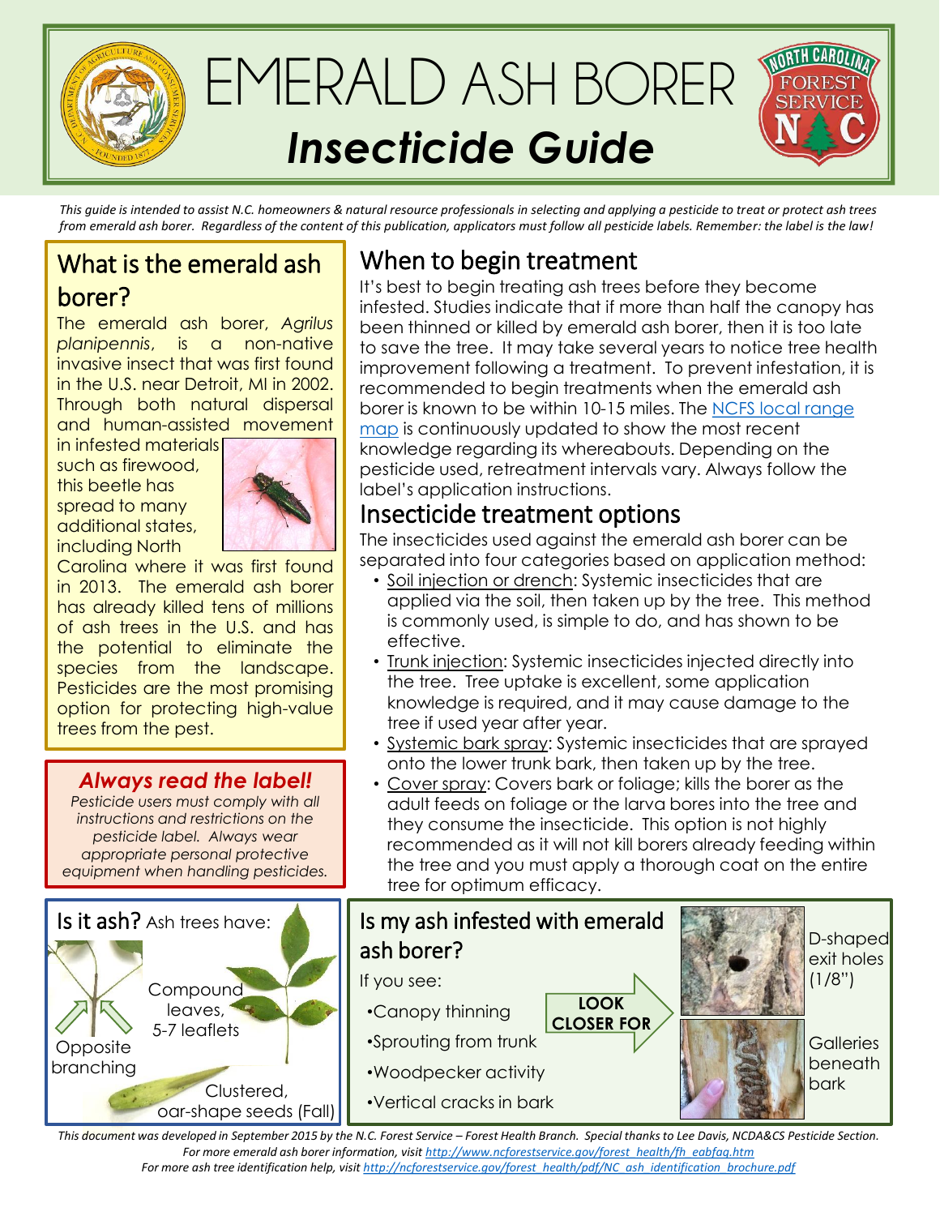# EMERALD ASH BORER
## *Insecticide Guide*

*This guide is intended to assist N.C. homeowners & natural resource professionals in selecting and applying a pesticide to treat or protect ash trees from emerald ash borer. Regardless of the content of this publication, applicators must follow all pesticide labels. Remember: the label is the law!*

## What is the emerald ash borer?

The emerald ash borer, *Agrilus planipennis*, is a non-native invasive insect that was first found in the U.S. near Detroit, MI in 2002. Through both natural dispersal and human-assisted movement in infested materials such as firewood, this beetle has spread to many additional states, including North Carolina where it was first found in 2013. The emerald ash borer has already killed tens of millions of ash trees in the U.S. and has the potential to eliminate the species from the landscape. Pesticides are the most promising option for protecting high-value trees from the pest.

### *Always read the label!*

*Pesticide users must comply with all instructions and restrictions on the pesticide label. Always wear appropriate personal protective equipment when handling pesticides.*

## When to begin treatment

It's best to begin treating ash trees before they become infested. Studies indicate that if more than half the canopy has been thinned or killed by emerald ash borer, then it is too late to save the tree. It may take several years to notice tree health improvement following a treatment. To prevent infestation, it is recommended to begin treatments when the emerald ash borer is known to be within 10-15 miles. The NCFS local range map is continuously updated to show the most recent knowledge regarding its whereabouts. Depending on the pesticide used, retreatment intervals vary. Always follow the label's application instructions.

## Insecticide treatment options

The insecticides used against the emerald ash borer can be separated into four categories based on application method:

- Soil injection or drench: Systemic insecticides that are applied via the soil, then taken up by the tree. This method is commonly used, is simple to do, and has shown to be effective.
- Trunk injection: Systemic insecticides injected directly into the tree. Tree uptake is excellent, some application knowledge is required, and it may cause damage to the tree if used year after year.
- Systemic bark spray: Systemic insecticides that are sprayed onto the lower trunk bark, then taken up by the tree.
- Cover spray: Covers bark or foliage; kills the borer as the adult feeds on foliage or the larva bores into the tree and they consume the insecticide. This option is not highly recommended as it will not kill borers already feeding within the tree and you must apply a thorough coat on the entire tree for optimum efficacy.

## Is it ash?

Ash trees have:

- Opposite branching
- Compound leaves, 5-7 leaflets
- Clustered, oar-shape seeds (Fall)

## Is my ash infested with emerald ash borer?

If you see:

- Canopy thinning
- Sprouting from trunk
- Woodpecker activity
- Vertical cracks in bark

**LOOK CLOSER FOR**

- D-shaped exit holes (1/8")
- Galleries beneath bark

*This document was developed in September 2015 by the N.C. Forest Service – Forest Health Branch. Special thanks to Lee Davis, NCDA&CS Pesticide Section.*
*For more emerald ash borer information, visit http://www.ncforestservice.gov/forest_health/fh_eabfaq.htm*
*For more ash tree identification help, visit http://ncforestservice.gov/forest_health/pdf/NC_ash_identification_brochure.pdf*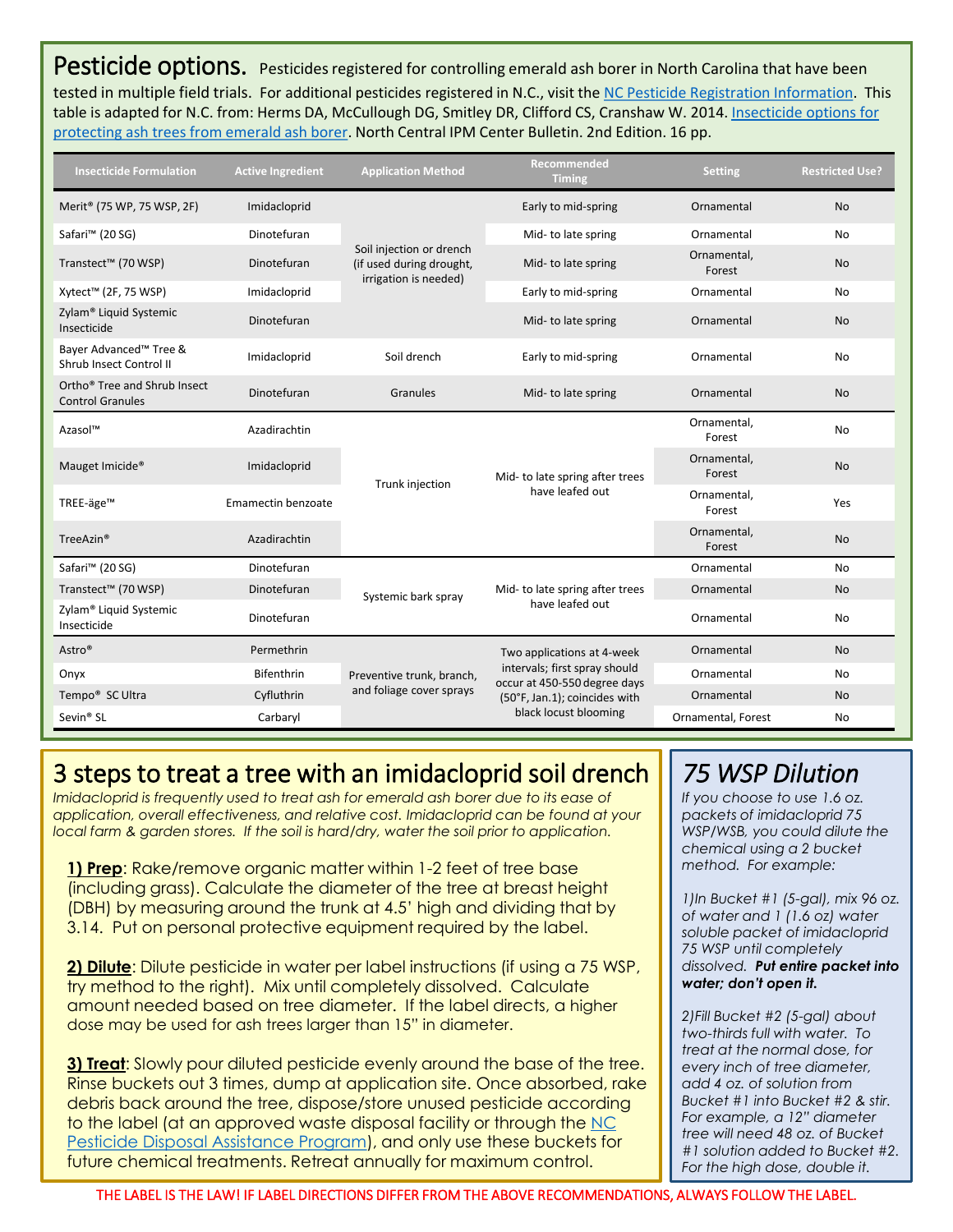# Pesticide options.

Pesticides registered for controlling emerald ash borer in North Carolina that have been tested in multiple field trials. For additional pesticides registered in N.C., visit the NC Pesticide Registration Information. This table is adapted for N.C. from: Herms DA, McCullough DG, Smitley DR, Clifford CS, Cranshaw W. 2014. Insecticide options for protecting ash trees from emerald ash borer. North Central IPM Center Bulletin. 2nd Edition. 16 pp.

| Insecticide Formulation | Active Ingredient | Application Method | Recommended Timing | Setting | Restricted Use? |
|---|---|---|---|---|---|
| Merit® (75 WP, 75 WSP, 2F) | Imidacloprid | Soil injection or drench (if used during drought, irrigation is needed) | Early to mid-spring | Ornamental | No |
| Safari™ (20 SG) | Dinotefuran | Soil injection or drench (if used during drought, irrigation is needed) | Mid- to late spring | Ornamental | No |
| Transtect™ (70 WSP) | Dinotefuran | Soil injection or drench (if used during drought, irrigation is needed) | Mid- to late spring | Ornamental, Forest | No |
| Xytect™ (2F, 75 WSP) | Imidacloprid | Soil injection or drench (if used during drought, irrigation is needed) | Early to mid-spring | Ornamental | No |
| Zylam® Liquid Systemic Insecticide | Dinotefuran | Soil injection or drench (if used during drought, irrigation is needed) | Mid- to late spring | Ornamental | No |
| Bayer Advanced™ Tree & Shrub Insect Control II | Imidacloprid | Soil drench | Early to mid-spring | Ornamental | No |
| Ortho® Tree and Shrub Insect Control Granules | Dinotefuran | Granules | Mid- to late spring | Ornamental | No |
| Azasol™ | Azadirachtin | Trunk injection | Mid- to late spring after trees have leafed out | Ornamental, Forest | No |
| Mauget Imicide® | Imidacloprid | Trunk injection | Mid- to late spring after trees have leafed out | Ornamental, Forest | No |
| TREE-äge™ | Emamectin benzoate | Trunk injection | Mid- to late spring after trees have leafed out | Ornamental, Forest | Yes |
| TreeAzin® | Azadirachtin | Trunk injection | Mid- to late spring after trees have leafed out | Ornamental, Forest | No |
| Safari™ (20 SG) | Dinotefuran | Systemic bark spray | Mid- to late spring after trees have leafed out | Ornamental | No |
| Transtect™ (70 WSP) | Dinotefuran | Systemic bark spray | Mid- to late spring after trees have leafed out | Ornamental | No |
| Zylam® Liquid Systemic Insecticide | Dinotefuran | Systemic bark spray | Mid- to late spring after trees have leafed out | Ornamental | No |
| Astro® | Permethrin | Preventive trunk, branch, and foliage cover sprays | Two applications at 4-week intervals; first spray should occur at 450-550 degree days (50°F, Jan.1); coincides with black locust blooming | Ornamental | No |
| Onyx | Bifenthrin | Preventive trunk, branch, and foliage cover sprays | Two applications at 4-week intervals; first spray should occur at 450-550 degree days (50°F, Jan.1); coincides with black locust blooming | Ornamental | No |
| Tempo® SC Ultra | Cyfluthrin | Preventive trunk, branch, and foliage cover sprays | Two applications at 4-week intervals; first spray should occur at 450-550 degree days (50°F, Jan.1); coincides with black locust blooming | Ornamental | No |
| Sevin® SL | Carbaryl | Preventive trunk, branch, and foliage cover sprays | Two applications at 4-week intervals; first spray should occur at 450-550 degree days (50°F, Jan.1); coincides with black locust blooming | Ornamental, Forest | No |

# 3 steps to treat a tree with an imidacloprid soil drench

*Imidacloprid is frequently used to treat ash for emerald ash borer due to its ease of application, overall effectiveness, and relative cost. Imidacloprid can be found at your local farm & garden stores. If the soil is hard/dry, water the soil prior to application.*

**1) Prep**: Rake/remove organic matter within 1-2 feet of tree base (including grass). Calculate the diameter of the tree at breast height (DBH) by measuring around the trunk at 4.5' high and dividing that by 3.14. Put on personal protective equipment required by the label.

**2) Dilute**: Dilute pesticide in water per label instructions (if using a 75 WSP, try method to the right). Mix until completely dissolved. Calculate amount needed based on tree diameter. If the label directs, a higher dose may be used for ash trees larger than 15" in diameter.

**3) Treat**: Slowly pour diluted pesticide evenly around the base of the tree. Rinse buckets out 3 times, dump at application site. Once absorbed, rake debris back around the tree, dispose/store unused pesticide according to the label (at an approved waste disposal facility or through the NC Pesticide Disposal Assistance Program), and only use these buckets for future chemical treatments. Retreat annually for maximum control.

# *75 WSP Dilution*

*If you choose to use 1.6 oz. packets of imidacloprid 75 WSP/WSB, you could dilute the chemical using a 2 bucket method. For example:*

*1)In Bucket #1 (5-gal), mix 96 oz. of water and 1 (1.6 oz) water soluble packet of imidacloprid 75 WSP until completely dissolved.* ***Put entire packet into water; don't open it.***

*2)Fill Bucket #2 (5-gal) about two-thirds full with water. To treat at the normal dose, for every inch of tree diameter, add 4 oz. of solution from Bucket #1 into Bucket #2 & stir. For example, a 12" diameter tree will need 48 oz. of Bucket #1 solution added to Bucket #2. For the high dose, double it.*

THE LABEL IS THE LAW! IF LABEL DIRECTIONS DIFFER FROM THE ABOVE RECOMMENDATIONS, ALWAYS FOLLOW THE LABEL.